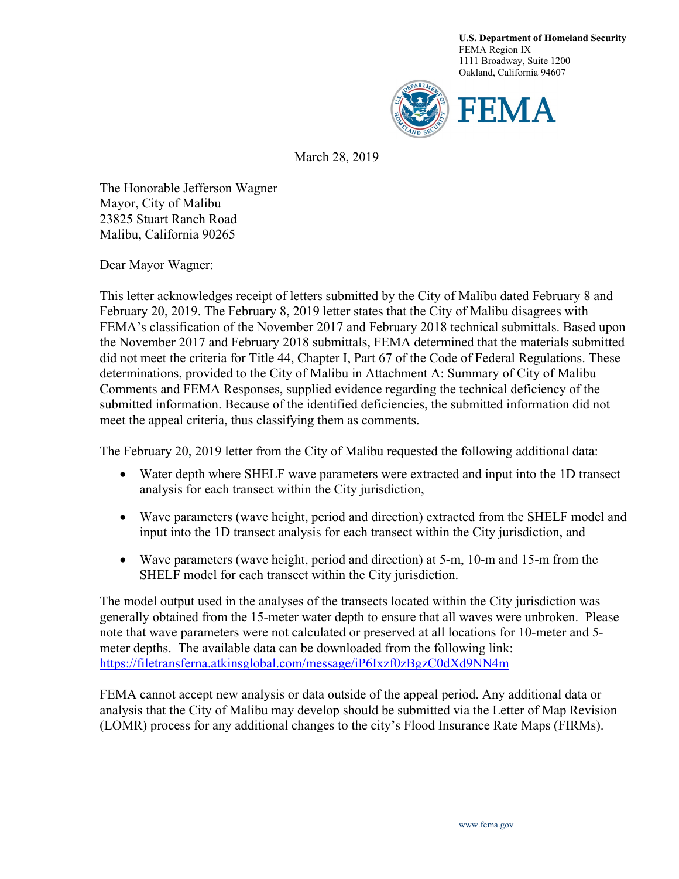**U.S. Department of Homeland Security**
FEMA Region IX
1111 Broadway, Suite 1200
Oakland, California 94607

FEMA

March 28, 2019

The Honorable Jefferson Wagner
Mayor, City of Malibu
23825 Stuart Ranch Road
Malibu, California 90265

Dear Mayor Wagner:

This letter acknowledges receipt of letters submitted by the City of Malibu dated February 8 and February 20, 2019. The February 8, 2019 letter states that the City of Malibu disagrees with FEMA's classification of the November 2017 and February 2018 technical submittals. Based upon the November 2017 and February 2018 submittals, FEMA determined that the materials submitted did not meet the criteria for Title 44, Chapter I, Part 67 of the Code of Federal Regulations. These determinations, provided to the City of Malibu in Attachment A: Summary of City of Malibu Comments and FEMA Responses, supplied evidence regarding the technical deficiency of the submitted information. Because of the identified deficiencies, the submitted information did not meet the appeal criteria, thus classifying them as comments.

The February 20, 2019 letter from the City of Malibu requested the following additional data:

- Water depth where SHELF wave parameters were extracted and input into the 1D transect analysis for each transect within the City jurisdiction,
- Wave parameters (wave height, period and direction) extracted from the SHELF model and input into the 1D transect analysis for each transect within the City jurisdiction, and
- Wave parameters (wave height, period and direction) at 5-m, 10-m and 15-m from the SHELF model for each transect within the City jurisdiction.

The model output used in the analyses of the transects located within the City jurisdiction was generally obtained from the 15-meter water depth to ensure that all waves were unbroken. Please note that wave parameters were not calculated or preserved at all locations for 10-meter and 5-meter depths. The available data can be downloaded from the following link: [https://filetransferna.atkinsglobal.com/message/iP6Ixzf0zBgzC0dXd9NN4m](https://filetransferna.atkinsglobal.com/message/iP6Ixzf0zBgzC0dXd9NN4m)

FEMA cannot accept new analysis or data outside of the appeal period. Any additional data or analysis that the City of Malibu may develop should be submitted via the Letter of Map Revision (LOMR) process for any additional changes to the city's Flood Insurance Rate Maps (FIRMs).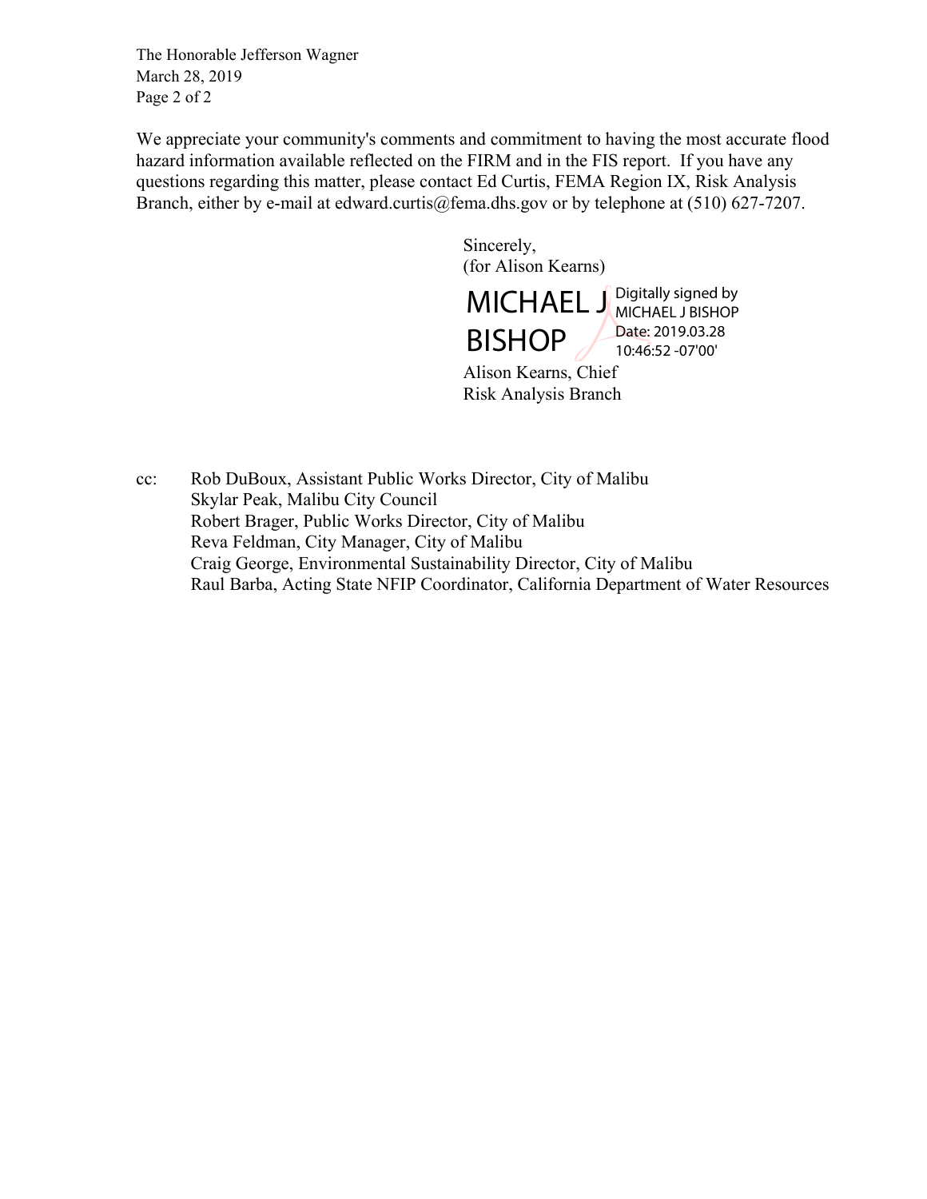The Honorable Jefferson Wagner
March 28, 2019

We appreciate your community's comments and commitment to having the most accurate flood hazard information available reflected on the FIRM and in the FIS report. If you have any questions regarding this matter, please contact Ed Curtis, FEMA Region IX, Risk Analysis Branch, either by e-mail at edward.curtis@fema.dhs.gov or by telephone at (510) 627-7207.

Sincerely,
(for Alison Kearns)

MICHAEL J BISHOP
Digitally signed by MICHAEL J BISHOP
Date: 2019.03.28 10:46:52 -07'00'

Alison Kearns, Chief
Risk Analysis Branch

cc: Rob DuBoux, Assistant Public Works Director, City of Malibu
Skylar Peak, Malibu City Council
Robert Brager, Public Works Director, City of Malibu
Reva Feldman, City Manager, City of Malibu
Craig George, Environmental Sustainability Director, City of Malibu
Raul Barba, Acting State NFIP Coordinator, California Department of Water Resources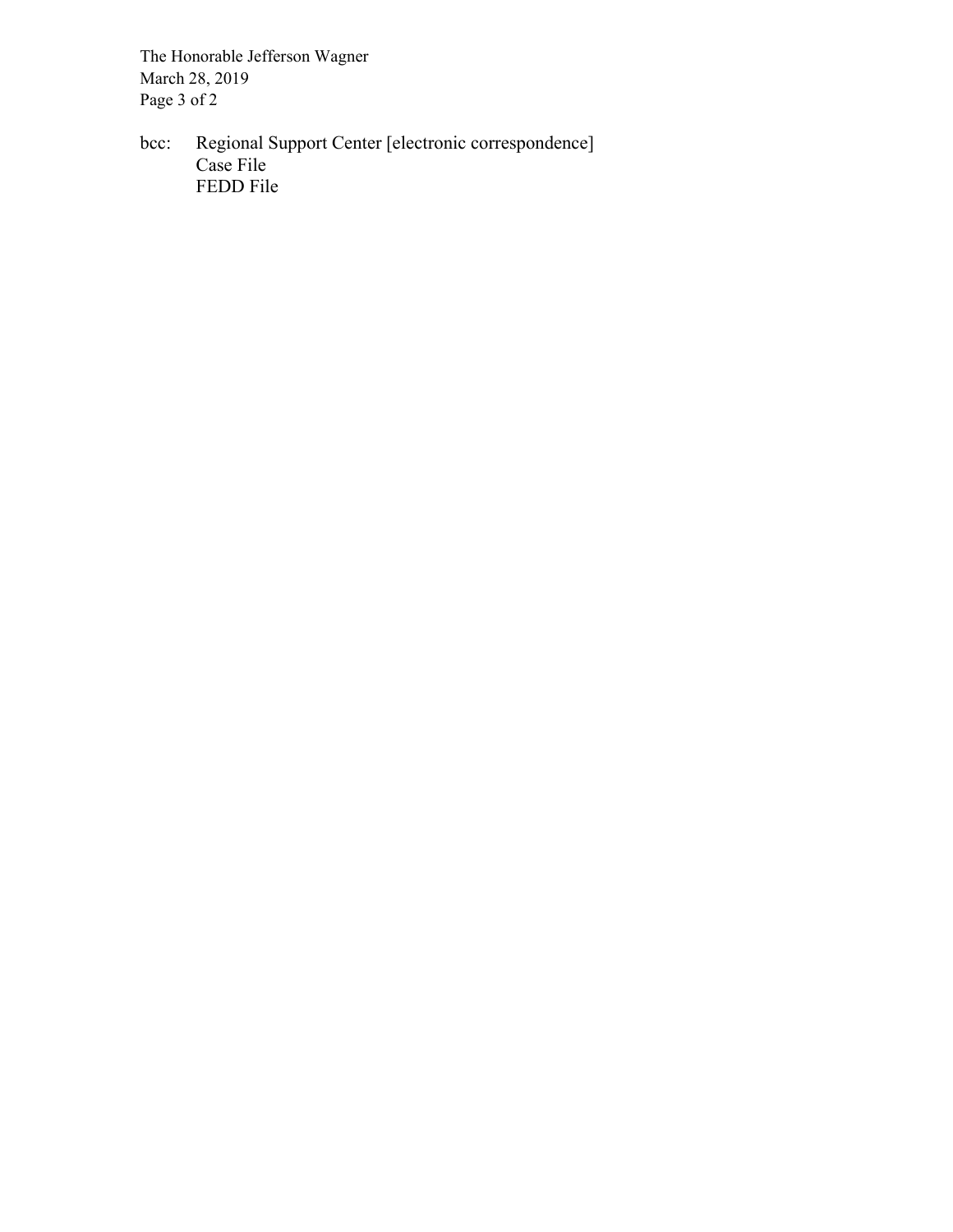bcc: Regional Support Center [electronic correspondence]
Case File
FEDD File